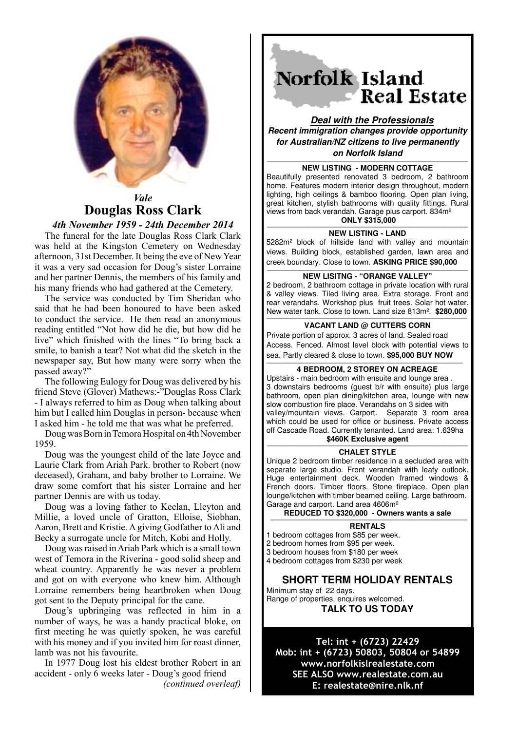*Vale*

## Douglas Ross Clark

*4th November 1959 - 24th December 2014*

The funeral for the late Douglas Ross Clark Clark was held at the Kingston Cemetery on Wednesday afternoon, 31st December. It being the eve of New Year it was a very sad occasion for Doug's sister Lorraine and her partner Dennis, the members of his family and his many friends who had gathered at the Cemetery.

The service was conducted by Tim Sheridan who said that he had been honoured to have been asked to conduct the service. He then read an anonymous reading entitled "Not how did he die, but how did he live" which finished with the lines "To bring back a smile, to banish a tear? Not what did the sketch in the newspaper say, But how many were sorry when the passed away?"

The following Eulogy for Doug was delivered by his friend Steve (Glover) Mathews:-"Douglas Ross Clark - I always referred to him as Doug when talking about him but I called him Douglas in person- because when I asked him - he told me that was what he preferred.

Doug was Born in Temora Hospital on 4th November 1959.

Doug was the youngest child of the late Joyce and Laurie Clark from Ariah Park. brother to Robert (now deceased), Graham, and baby brother to Lorraine. We draw some comfort that his sister Lorraine and her partner Dennis are with us today.

Doug was a loving father to Keelan, Lleyton and Millie, a loved uncle of Gratton, Elloise, Siobhan, Aaron, Brett and Kristie. A giving Godfather to Ali and Becky a surrogate uncle for Mitch, Kobi and Holly.

Doug was raised in Ariah Park which is a small town west of Temora in the Riverina - good solid sheep and wheat country. Apparently he was never a problem and got on with everyone who knew him. Although Lorraine remembers being heartbroken when Doug got sent to the Deputy principal for the cane.

Doug's upbringing was reflected in him in a number of ways, he was a handy practical bloke, on first meeting he was quietly spoken, he was careful with his money and if you invited him for roast dinner, lamb was not his favourite.

In 1977 Doug lost his eldest brother Robert in an accident - only 6 weeks later - Doug's good friend

*(continued overleaf)*

---

# Norfolk Island Real Estate

***Deal with the Professionals***

***Recent immigration changes provide opportunity for Australian/NZ citizens to live permanently on Norfolk Island***

**NEW LISTING - MODERN COTTAGE**

Beautifully presented renovated 3 bedroom, 2 bathroom home. Features modern interior design throughout, modern lighting, high ceilings & bamboo flooring. Open plan living, great kitchen, stylish bathrooms with quality fittings. Rural views from back verandah. Garage plus carport. 834m²

**ONLY $315,000**

**NEW LISTING - LAND**

5282m² block of hillside land with valley and mountain views. Building block, established garden, lawn area and creek boundary. Close to town. **ASKING PRICE $90,000**

**NEW LISITNG - "ORANGE VALLEY"**

2 bedroom, 2 bathroom cottage in private location with rural & valley views. Tiled living area. Extra storage. Front and rear verandahs. Workshop plus fruit trees. Solar hot water. New water tank. Close to town. Land size 813m². **$280,000**

**VACANT LAND @ CUTTERS CORN**

Private portion of approx. 3 acres of land. Sealed road Access. Fenced. Almost level block with potential views to sea. Partly cleared & close to town. **$95,000 BUY NOW**

**4 BEDROOM, 2 STOREY ON ACREAGE**

Upstairs - main bedroom with ensuite and lounge area . 3 downstairs bedrooms (guest b/r with ensuite) plus large bathroom, open plan dining/kitchen area, lounge with new slow combustion fire place. Verandahs on 3 sides with valley/mountain views. Carport. Separate 3 room area which could be used for office or business. Private access off Cascade Road. Currently tenanted. Land area: 1.639ha

**$460K Exclusive agent**

**CHALET STYLE**

Unique 2 bedroom timber residence in a secluded area with separate large studio. Front verandah with leafy outlook. Huge entertainment deck. Wooden framed windows & French doors. Timber floors. Stone fireplace. Open plan lounge/kitchen with timber beamed ceiling. Large bathroom. Garage and carport. Land area 4606m²

**REDUCED TO $320,000 - Owners wants a sale**

**RENTALS**

1 bedroom cottages from $85 per week.
2 bedroom homes from $95 per week.
3 bedroom houses from $180 per week
4 bedroom cottages from $230 per week

**SHORT TERM HOLIDAY RENTALS**

Minimum stay of 22 days.
Range of properties, enquires welcomed.

**TALK TO US TODAY**

**Tel: int + (6723) 22429**
**Mob: int + (6723) 50803, 50804 or 54899**
**www.norfolkislrealestate.com**
**SEE ALSO www.realestate.com.au**
**E: realestate@nire.nlk.nf**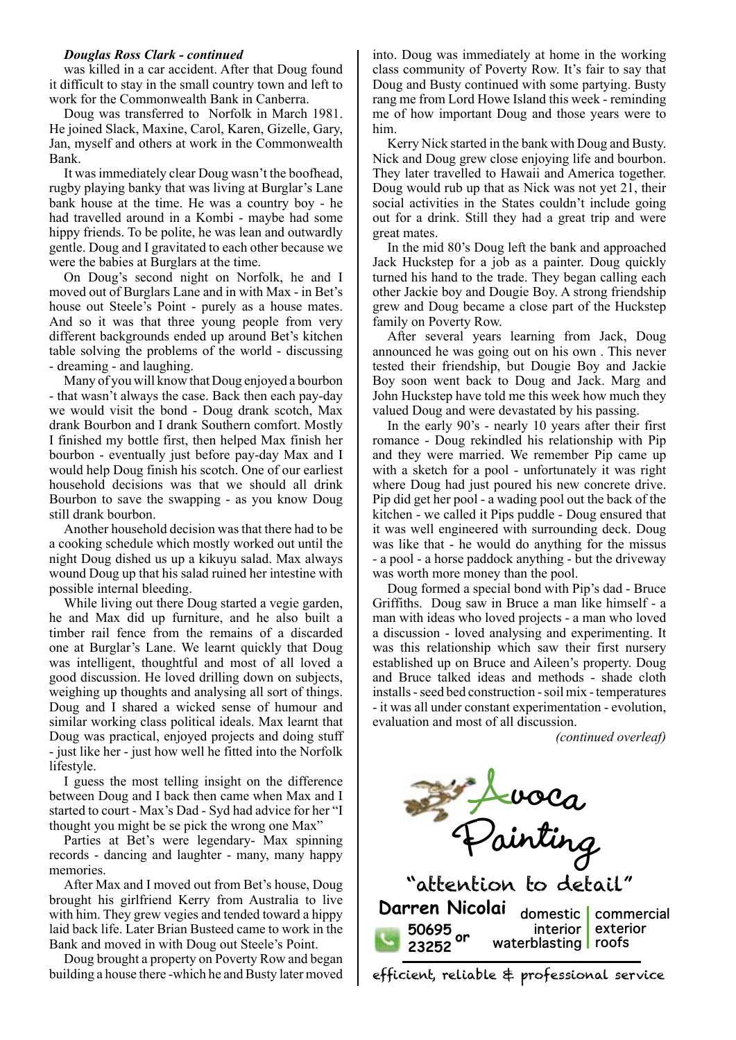***Douglas Ross Clark - continued***

was killed in a car accident. After that Doug found it difficult to stay in the small country town and left to work for the Commonwealth Bank in Canberra.

Doug was transferred to Norfolk in March 1981. He joined Slack, Maxine, Carol, Karen, Gizelle, Gary, Jan, myself and others at work in the Commonwealth Bank.

It was immediately clear Doug wasn't the boofhead, rugby playing banky that was living at Burglar's Lane bank house at the time. He was a country boy - he had travelled around in a Kombi - maybe had some hippy friends. To be polite, he was lean and outwardly gentle. Doug and I gravitated to each other because we were the babies at Burglars at the time.

On Doug's second night on Norfolk, he and I moved out of Burglars Lane and in with Max - in Bet's house out Steele's Point - purely as a house mates. And so it was that three young people from very different backgrounds ended up around Bet's kitchen table solving the problems of the world - discussing - dreaming - and laughing.

Many of you will know that Doug enjoyed a bourbon - that wasn't always the case. Back then each pay-day we would visit the bond - Doug drank scotch, Max drank Bourbon and I drank Southern comfort. Mostly I finished my bottle first, then helped Max finish her bourbon - eventually just before pay-day Max and I would help Doug finish his scotch. One of our earliest household decisions was that we should all drink Bourbon to save the swapping - as you know Doug still drank bourbon.

Another household decision was that there had to be a cooking schedule which mostly worked out until the night Doug dished us up a kikuyu salad. Max always wound Doug up that his salad ruined her intestine with possible internal bleeding.

While living out there Doug started a vegie garden, he and Max did up furniture, and he also built a timber rail fence from the remains of a discarded one at Burglar's Lane. We learnt quickly that Doug was intelligent, thoughtful and most of all loved a good discussion. He loved drilling down on subjects, weighing up thoughts and analysing all sort of things. Doug and I shared a wicked sense of humour and similar working class political ideals. Max learnt that Doug was practical, enjoyed projects and doing stuff - just like her - just how well he fitted into the Norfolk lifestyle.

I guess the most telling insight on the difference between Doug and I back then came when Max and I started to court - Max's Dad - Syd had advice for her "I thought you might be se pick the wrong one Max"

Parties at Bet's were legendary- Max spinning records - dancing and laughter - many, many happy memories.

After Max and I moved out from Bet's house, Doug brought his girlfriend Kerry from Australia to live with him. They grew vegies and tended toward a hippy laid back life. Later Brian Busteed came to work in the Bank and moved in with Doug out Steele's Point.

Doug brought a property on Poverty Row and began building a house there -which he and Busty later moved into. Doug was immediately at home in the working class community of Poverty Row. It's fair to say that Doug and Busty continued with some partying. Busty rang me from Lord Howe Island this week - reminding me of how important Doug and those years were to him.

Kerry Nick started in the bank with Doug and Busty. Nick and Doug grew close enjoying life and bourbon. They later travelled to Hawaii and America together. Doug would rub up that as Nick was not yet 21, their social activities in the States couldn't include going out for a drink. Still they had a great trip and were great mates.

In the mid 80's Doug left the bank and approached Jack Huckstep for a job as a painter. Doug quickly turned his hand to the trade. They began calling each other Jackie boy and Dougie Boy. A strong friendship grew and Doug became a close part of the Huckstep family on Poverty Row.

After several years learning from Jack, Doug announced he was going out on his own . This never tested their friendship, but Dougie Boy and Jackie Boy soon went back to Doug and Jack. Marg and John Huckstep have told me this week how much they valued Doug and were devastated by his passing.

In the early 90's - nearly 10 years after their first romance - Doug rekindled his relationship with Pip and they were married. We remember Pip came up with a sketch for a pool - unfortunately it was right where Doug had just poured his new concrete drive. Pip did get her pool - a wading pool out the back of the kitchen - we called it Pips puddle - Doug ensured that it was well engineered with surrounding deck. Doug was like that - he would do anything for the missus - a pool - a horse paddock anything - but the driveway was worth more money than the pool.

Doug formed a special bond with Pip's dad - Bruce Griffiths. Doug saw in Bruce a man like himself - a man with ideas who loved projects - a man who loved a discussion - loved analysing and experimenting. It was this relationship which saw their first nursery established up on Bruce and Aileen's property. Doug and Bruce talked ideas and methods - shade cloth installs - seed bed construction - soil mix - temperatures - it was all under constant experimentation - evolution, evaluation and most of all discussion.

*(continued overleaf)*

**Avoca Painting**

"attention to detail"

**Darren Nicolai**

50695 or 23252

domestic | commercial
interior | exterior
waterblasting | roofs

efficient, reliable & professional service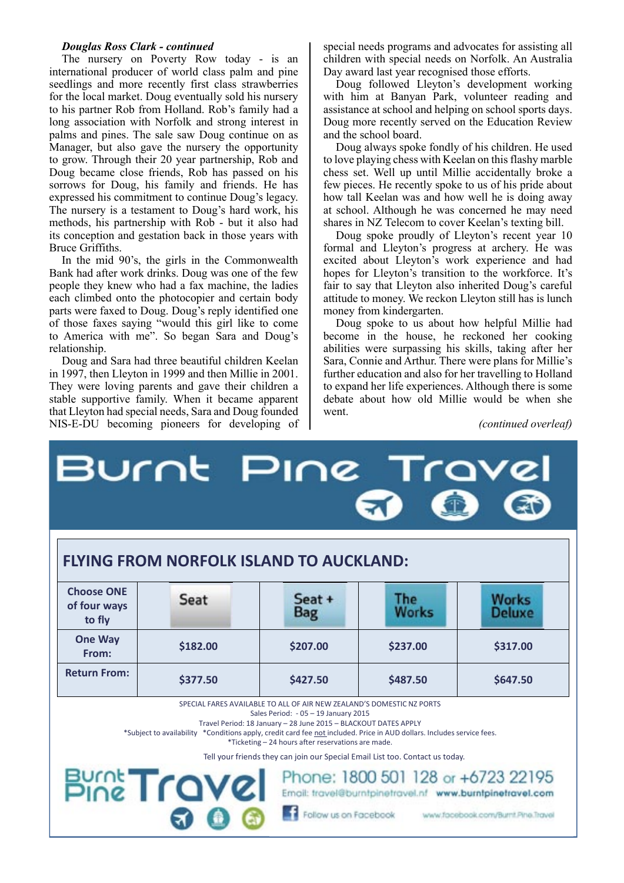***Douglas Ross Clark - continued***

The nursery on Poverty Row today - is an international producer of world class palm and pine seedlings and more recently first class strawberries for the local market. Doug eventually sold his nursery to his partner Rob from Holland. Rob's family had a long association with Norfolk and strong interest in palms and pines. The sale saw Doug continue on as Manager, but also gave the nursery the opportunity to grow. Through their 20 year partnership, Rob and Doug became close friends, Rob has passed on his sorrows for Doug, his family and friends. He has expressed his commitment to continue Doug's legacy. The nursery is a testament to Doug's hard work, his methods, his partnership with Rob - but it also had its conception and gestation back in those years with Bruce Griffiths.

In the mid 90's, the girls in the Commonwealth Bank had after work drinks. Doug was one of the few people they knew who had a fax machine, the ladies each climbed onto the photocopier and certain body parts were faxed to Doug. Doug's reply identified one of those faxes saying "would this girl like to come to America with me". So began Sara and Doug's relationship.

Doug and Sara had three beautiful children Keelan in 1997, then Lleyton in 1999 and then Millie in 2001. They were loving parents and gave their children a stable supportive family. When it became apparent that Lleyton had special needs, Sara and Doug founded NIS-E-DU becoming pioneers for developing of special needs programs and advocates for assisting all children with special needs on Norfolk. An Australia Day award last year recognised those efforts.

Doug followed Lleyton's development working with him at Banyan Park, volunteer reading and assistance at school and helping on school sports days. Doug more recently served on the Education Review and the school board.

Doug always spoke fondly of his children. He used to love playing chess with Keelan on this flashy marble chess set. Well up until Millie accidentally broke a few pieces. He recently spoke to us of his pride about how tall Keelan was and how well he is doing away at school. Although he was concerned he may need shares in NZ Telecom to cover Keelan's texting bill.

Doug spoke proudly of Lleyton's recent year 10 formal and Lleyton's progress at archery. He was excited about Lleyton's work experience and had hopes for Lleyton's transition to the workforce. It's fair to say that Lleyton also inherited Doug's careful attitude to money. We reckon Lleyton still has is lunch money from kindergarten.

Doug spoke to us about how helpful Millie had become in the house, he reckoned her cooking abilities were surpassing his skills, taking after her Sara, Connie and Arthur. There were plans for Millie's further education and also for her travelling to Holland to expand her life experiences. Although there is some debate about how old Millie would be when she went.

*(continued overleaf)*

# Burnt Pine Travel

## FLYING FROM NORFOLK ISLAND TO AUCKLAND:

| Choose ONE of four ways to fly | Seat | Seat + Bag | The Works | Works Deluxe |
|---|---|---|---|---|
| One Way From: | $182.00 | $207.00 | $237.00 | $317.00 |
| Return From: | $377.50 | $427.50 | $487.50 | $647.50 |

SPECIAL FARES AVAILABLE TO ALL OF AIR NEW ZEALAND'S DOMESTIC NZ PORTS
Sales Period: - 05 – 19 January 2015
Travel Period: 18 January – 28 June 2015 – BLACKOUT DATES APPLY
*Subject to availability *Conditions apply, credit card fee not included. Price in AUD dollars. Includes service fees.
*Ticketing – 24 hours after reservations are made.

Tell your friends they can join our Special Email List too. Contact us today.

Burnt Pine Travel

Phone: 1800 501 128 or +6723 22195
Email: travel@burntpinetravel.nf www.burntpinetravel.com
Follow us on Facebook www.facebook.com/Burnt.Pine.Travel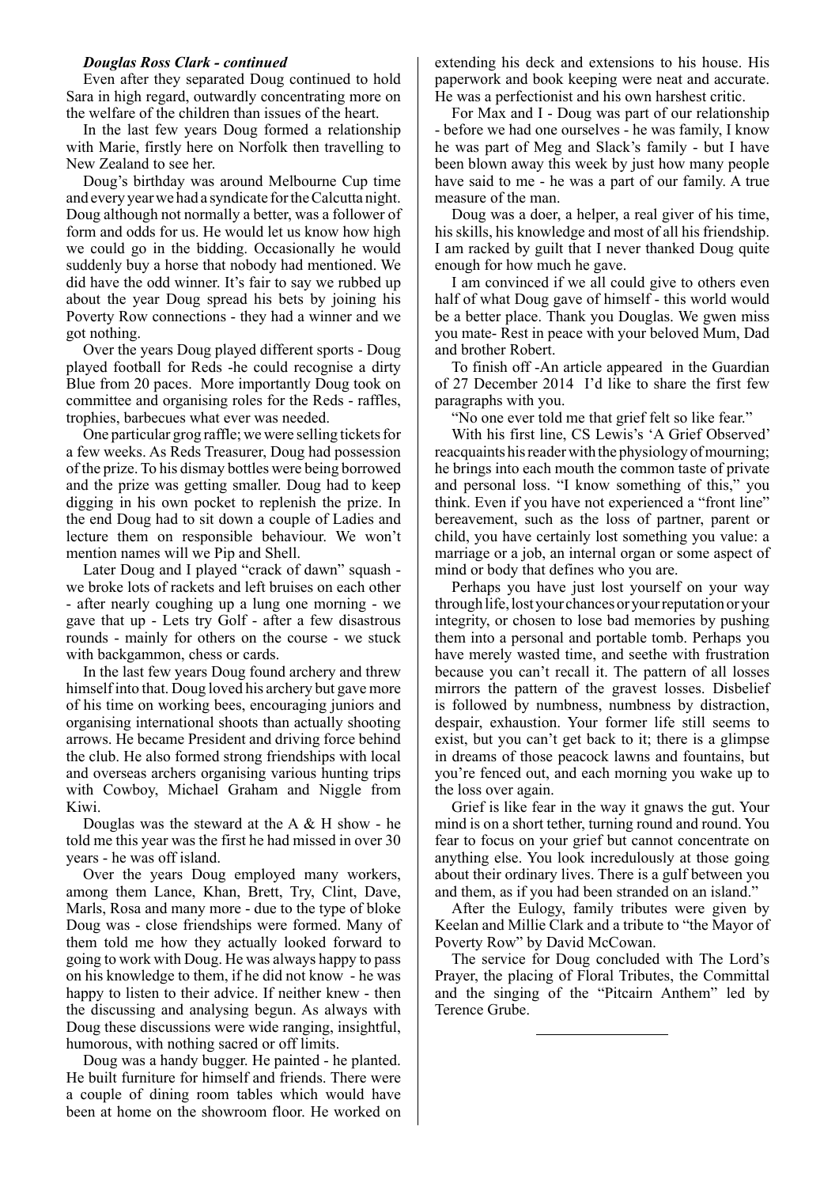***Douglas Ross Clark - continued***

Even after they separated Doug continued to hold Sara in high regard, outwardly concentrating more on the welfare of the children than issues of the heart.

In the last few years Doug formed a relationship with Marie, firstly here on Norfolk then travelling to New Zealand to see her.

Doug's birthday was around Melbourne Cup time and every year we had a syndicate for the Calcutta night. Doug although not normally a better, was a follower of form and odds for us. He would let us know how high we could go in the bidding. Occasionally he would suddenly buy a horse that nobody had mentioned. We did have the odd winner. It's fair to say we rubbed up about the year Doug spread his bets by joining his Poverty Row connections - they had a winner and we got nothing.

Over the years Doug played different sports - Doug played football for Reds -he could recognise a dirty Blue from 20 paces. More importantly Doug took on committee and organising roles for the Reds - raffles, trophies, barbecues what ever was needed.

One particular grog raffle; we were selling tickets for a few weeks. As Reds Treasurer, Doug had possession of the prize. To his dismay bottles were being borrowed and the prize was getting smaller. Doug had to keep digging in his own pocket to replenish the prize. In the end Doug had to sit down a couple of Ladies and lecture them on responsible behaviour. We won't mention names will we Pip and Shell.

Later Doug and I played "crack of dawn" squash - we broke lots of rackets and left bruises on each other - after nearly coughing up a lung one morning - we gave that up - Lets try Golf - after a few disastrous rounds - mainly for others on the course - we stuck with backgammon, chess or cards.

In the last few years Doug found archery and threw himself into that. Doug loved his archery but gave more of his time on working bees, encouraging juniors and organising international shoots than actually shooting arrows. He became President and driving force behind the club. He also formed strong friendships with local and overseas archers organising various hunting trips with Cowboy, Michael Graham and Niggle from Kiwi.

Douglas was the steward at the A & H show - he told me this year was the first he had missed in over 30 years - he was off island.

Over the years Doug employed many workers, among them Lance, Khan, Brett, Try, Clint, Dave, Marls, Rosa and many more - due to the type of bloke Doug was - close friendships were formed. Many of them told me how they actually looked forward to going to work with Doug. He was always happy to pass on his knowledge to them, if he did not know - he was happy to listen to their advice. If neither knew - then the discussing and analysing begun. As always with Doug these discussions were wide ranging, insightful, humorous, with nothing sacred or off limits.

Doug was a handy bugger. He painted - he planted. He built furniture for himself and friends. There were a couple of dining room tables which would have been at home on the showroom floor. He worked on extending his deck and extensions to his house. His paperwork and book keeping were neat and accurate. He was a perfectionist and his own harshest critic.

For Max and I - Doug was part of our relationship - before we had one ourselves - he was family, I know he was part of Meg and Slack's family - but I have been blown away this week by just how many people have said to me - he was a part of our family. A true measure of the man.

Doug was a doer, a helper, a real giver of his time, his skills, his knowledge and most of all his friendship. I am racked by guilt that I never thanked Doug quite enough for how much he gave.

I am convinced if we all could give to others even half of what Doug gave of himself - this world would be a better place. Thank you Douglas. We gwen miss you mate- Rest in peace with your beloved Mum, Dad and brother Robert.

To finish off -An article appeared in the Guardian of 27 December 2014 I'd like to share the first few paragraphs with you.

"No one ever told me that grief felt so like fear."

With his first line, CS Lewis's 'A Grief Observed' reacquaints his reader with the physiology of mourning; he brings into each mouth the common taste of private and personal loss. "I know something of this," you think. Even if you have not experienced a "front line" bereavement, such as the loss of partner, parent or child, you have certainly lost something you value: a marriage or a job, an internal organ or some aspect of mind or body that defines who you are.

Perhaps you have just lost yourself on your way through life, lost your chances or your reputation or your integrity, or chosen to lose bad memories by pushing them into a personal and portable tomb. Perhaps you have merely wasted time, and seethe with frustration because you can't recall it. The pattern of all losses mirrors the pattern of the gravest losses. Disbelief is followed by numbness, numbness by distraction, despair, exhaustion. Your former life still seems to exist, but you can't get back to it; there is a glimpse in dreams of those peacock lawns and fountains, but you're fenced out, and each morning you wake up to the loss over again.

Grief is like fear in the way it gnaws the gut. Your mind is on a short tether, turning round and round. You fear to focus on your grief but cannot concentrate on anything else. You look incredulously at those going about their ordinary lives. There is a gulf between you and them, as if you had been stranded on an island."

After the Eulogy, family tributes were given by Keelan and Millie Clark and a tribute to "the Mayor of Poverty Row" by David McCowan.

The service for Doug concluded with The Lord's Prayer, the placing of Floral Tributes, the Committal and the singing of the "Pitcairn Anthem" led by Terence Grube.

---